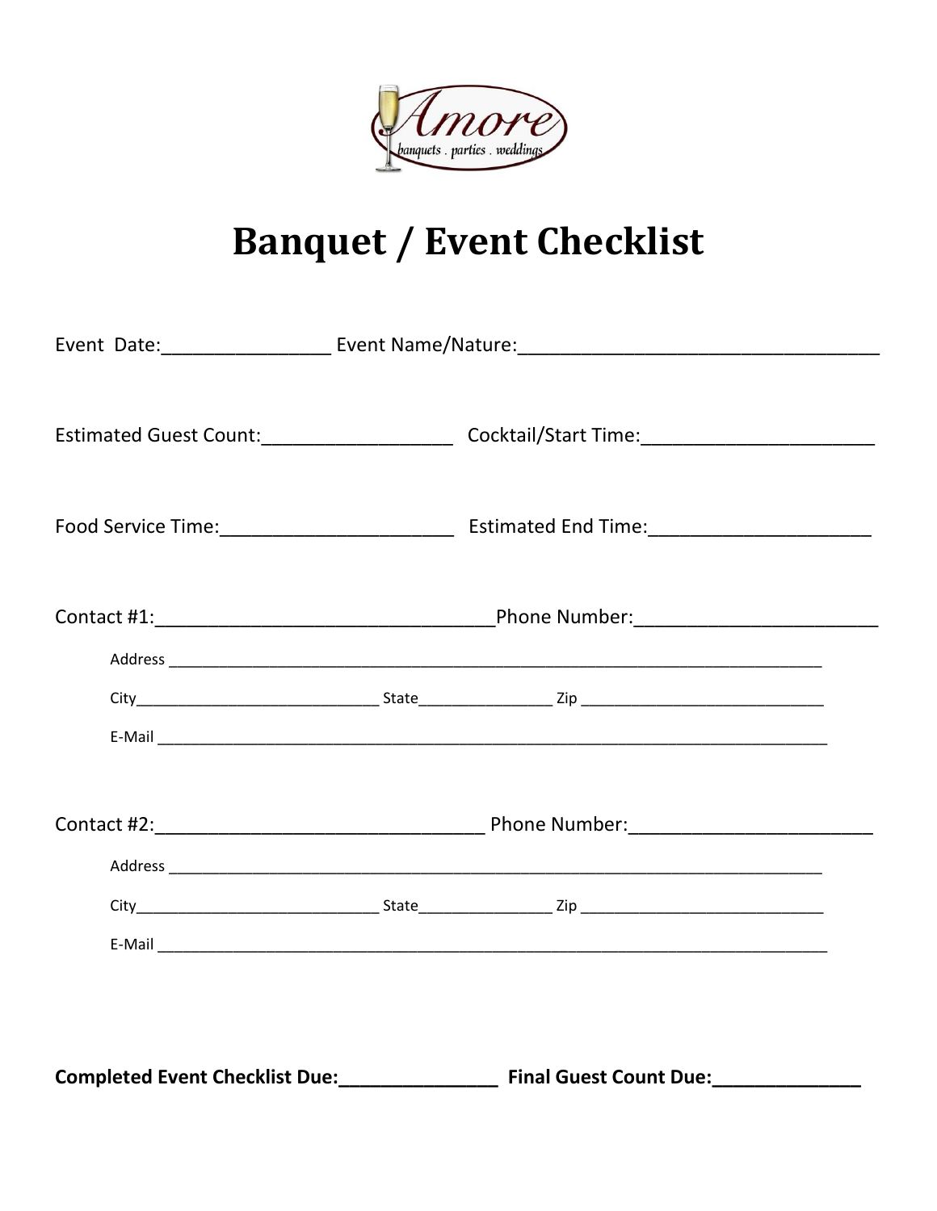Amore

banquets . parties . weddings

# Banquet / Event Checklist

Event Date:________________ Event Name/Nature:__________________________________

Estimated Guest Count:__________________ Cocktail/Start Time:______________________

Food Service Time:______________________ Estimated End Time:_____________________

Contact #1:________________________________Phone Number:_______________________

Address ______________________________________________________________________________

City____________________________ State_______________ Zip ____________________________

E-Mail _______________________________________________________________________________

Contact #2:_______________________________ Phone Number:_______________________

Address ______________________________________________________________________________

City____________________________ State_______________ Zip ____________________________

E-Mail _______________________________________________________________________________

**Completed Event Checklist Due:_______________ Final Guest Count Due:______________**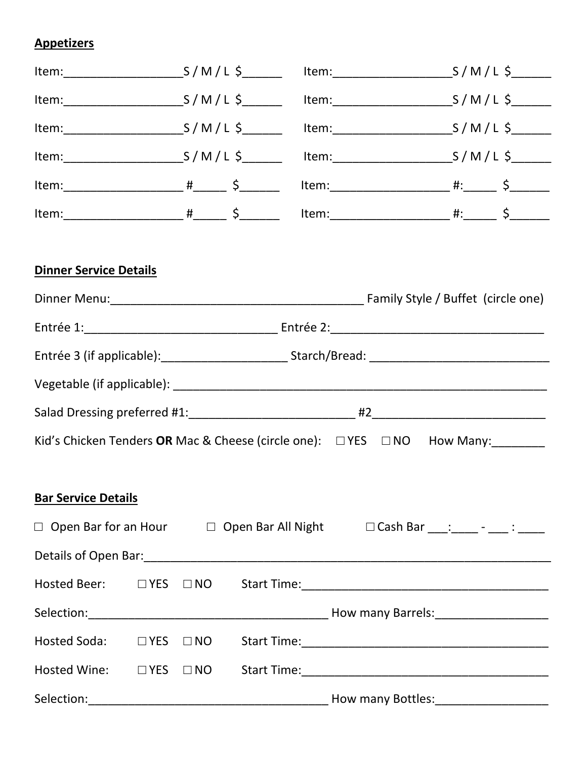**Appetizers**

Item:__________________S / M / L $______ Item:__________________S / M / L $______

Item:__________________S / M / L $______ Item:__________________S / M / L $______

Item:__________________S / M / L $______ Item:__________________S / M / L $______

Item:__________________S / M / L $______ Item:__________________S / M / L $______

Item:__________________ #_____ $______ Item:__________________ #:_____ $______

Item:__________________ #_____ $______ Item:__________________ #:_____ $______

**Dinner Service Details**

Dinner Menu:________________________________________ Family Style / Buffet (circle one)

Entrée 1:______________________________ Entrée 2:_________________________________

Entrée 3 (if applicable):___________________ Starch/Bread: ___________________________

Vegetable (if applicable): ___________________________________________________________

Salad Dressing preferred #1:_________________________ #2__________________________

Kid's Chicken Tenders **OR** Mac & Cheese (circle one): ☐ YES ☐ NO How Many:________

**Bar Service Details**

☐ Open Bar for an Hour ☐ Open Bar All Night ☐ Cash Bar ___:____ - ___ : ____

Details of Open Bar:_______________________________________________________________

Hosted Beer: ☐ YES ☐ NO Start Time:______________________________________

Selection:_____________________________________ How many Barrels:_________________

Hosted Soda: ☐ YES ☐ NO Start Time:______________________________________

Hosted Wine: ☐ YES ☐ NO Start Time:______________________________________

Selection:_____________________________________ How many Bottles:_________________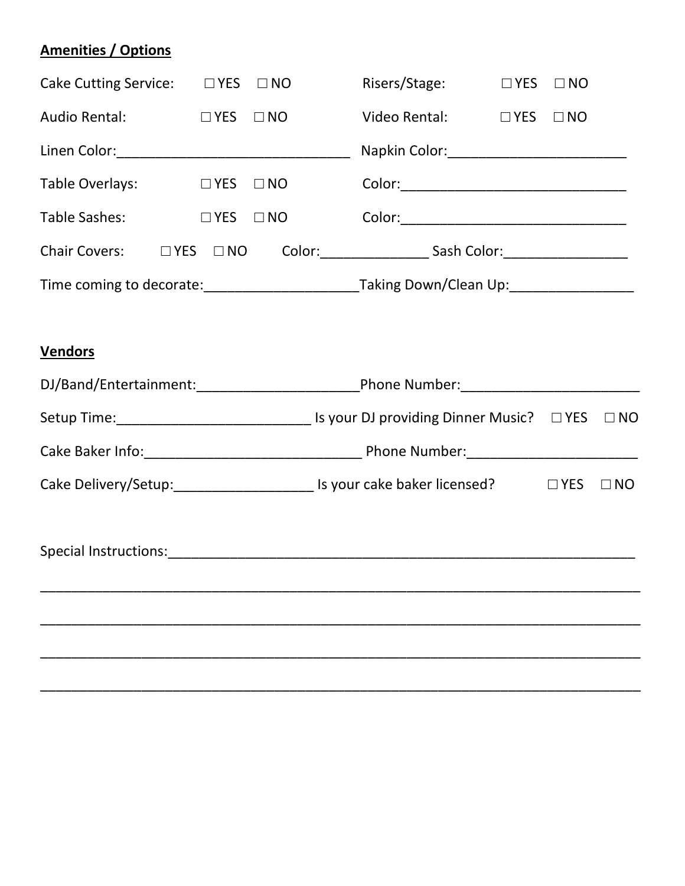**Amenities / Options**

Cake Cutting Service: ☐ YES ☐ NO Risers/Stage: ☐ YES ☐ NO

Audio Rental: ☐ YES ☐ NO Video Rental: ☐ YES ☐ NO

Linen Color:______________________________ Napkin Color:_______________________

Table Overlays: ☐ YES ☐ NO Color:_____________________________

Table Sashes: ☐ YES ☐ NO Color:_____________________________

Chair Covers: ☐ YES ☐ NO Color:______________ Sash Color:________________

Time coming to decorate:____________________Taking Down/Clean Up:________________

**Vendors**

DJ/Band/Entertainment:_____________________Phone Number:_______________________

Setup Time:_________________________ Is your DJ providing Dinner Music? ☐ YES ☐ NO

Cake Baker Info:____________________________ Phone Number:______________________

Cake Delivery/Setup:__________________ Is your cake baker licensed? ☐ YES ☐ NO

Special Instructions:_____________________________________________________________

_____________________________________________________________________________

_____________________________________________________________________________

_____________________________________________________________________________

_____________________________________________________________________________